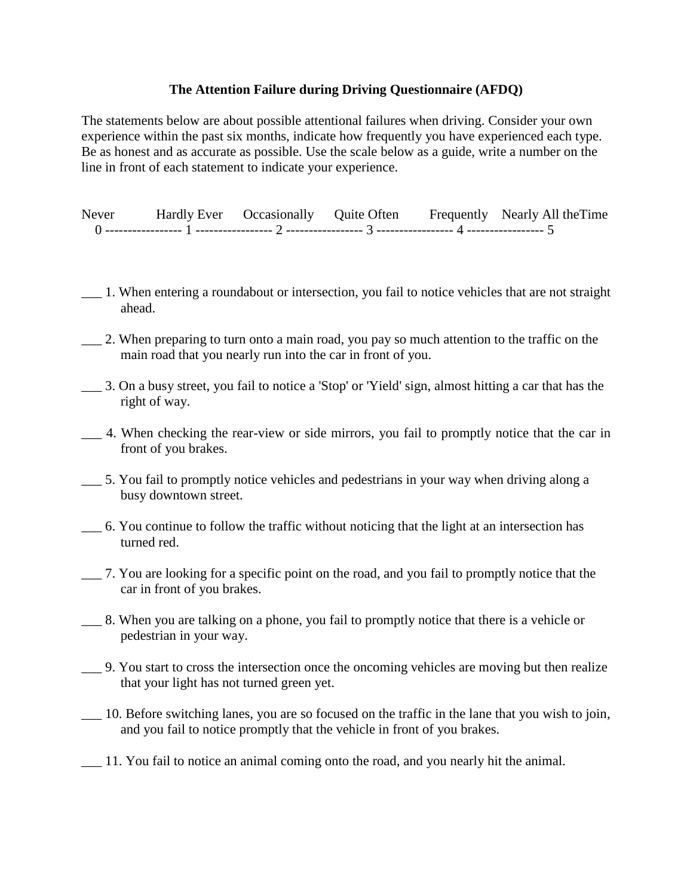**The Attention Failure during Driving Questionnaire (AFDQ)**

The statements below are about possible attentional failures when driving. Consider your own experience within the past six months, indicate how frequently you have experienced each type. Be as honest and as accurate as possible. Use the scale below as a guide, write a number on the line in front of each statement to indicate your experience.

| Never | Hardly Ever | Occasionally | Quite Often | Frequently | Nearly All theTime |
|---|---|---|---|---|---|
| 0 | 1 | 2 | 3 | 4 | 5 |

___ 1. When entering a roundabout or intersection, you fail to notice vehicles that are not straight ahead.

___ 2. When preparing to turn onto a main road, you pay so much attention to the traffic on the main road that you nearly run into the car in front of you.

___ 3. On a busy street, you fail to notice a 'Stop' or 'Yield' sign, almost hitting a car that has the right of way.

___ 4. When checking the rear-view or side mirrors, you fail to promptly notice that the car in front of you brakes.

___ 5. You fail to promptly notice vehicles and pedestrians in your way when driving along a busy downtown street.

___ 6. You continue to follow the traffic without noticing that the light at an intersection has turned red.

___ 7. You are looking for a specific point on the road, and you fail to promptly notice that the car in front of you brakes.

___ 8. When you are talking on a phone, you fail to promptly notice that there is a vehicle or pedestrian in your way.

___ 9. You start to cross the intersection once the oncoming vehicles are moving but then realize that your light has not turned green yet.

___ 10. Before switching lanes, you are so focused on the traffic in the lane that you wish to join, and you fail to notice promptly that the vehicle in front of you brakes.

___ 11. You fail to notice an animal coming onto the road, and you nearly hit the animal.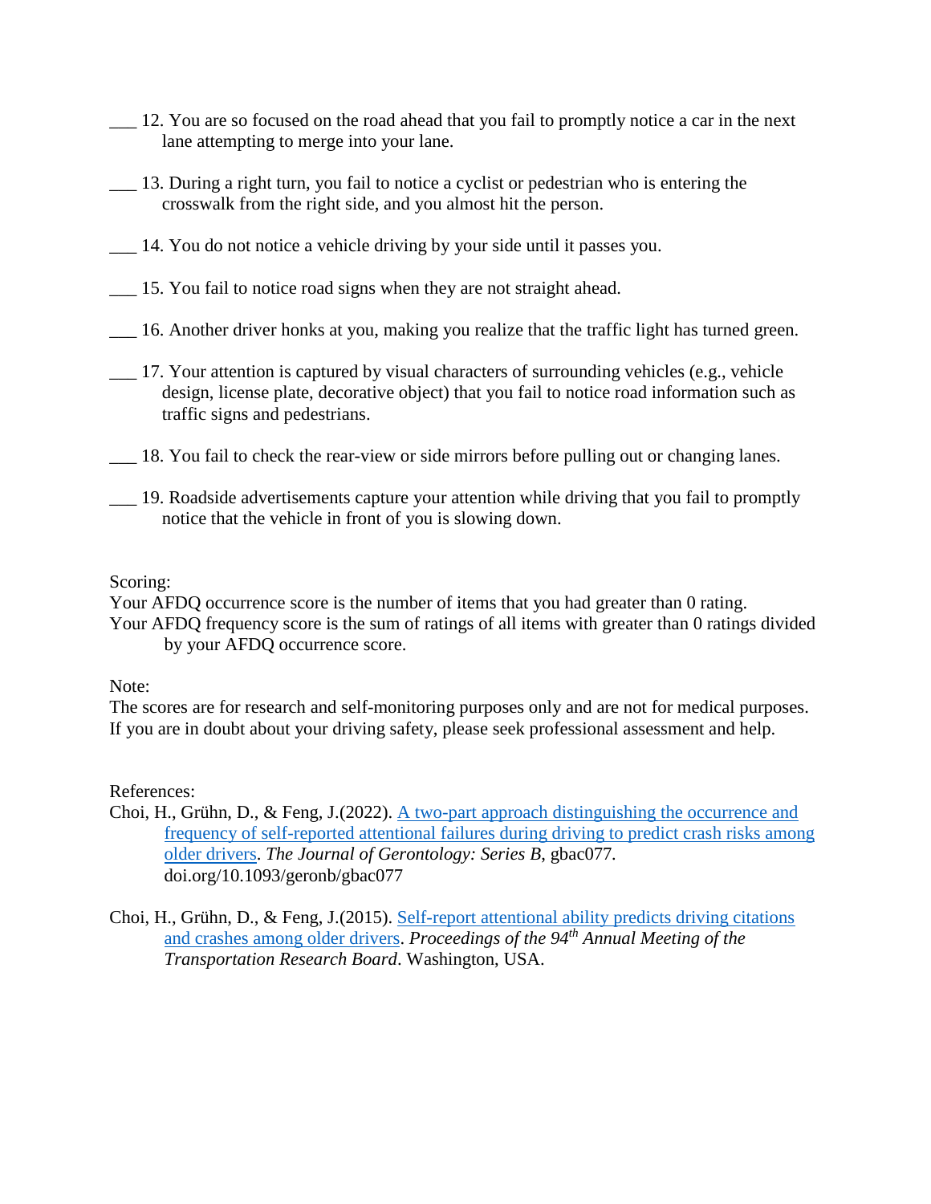___ 12. You are so focused on the road ahead that you fail to promptly notice a car in the next lane attempting to merge into your lane.

___ 13. During a right turn, you fail to notice a cyclist or pedestrian who is entering the crosswalk from the right side, and you almost hit the person.

___ 14. You do not notice a vehicle driving by your side until it passes you.

___ 15. You fail to notice road signs when they are not straight ahead.

___ 16. Another driver honks at you, making you realize that the traffic light has turned green.

___ 17. Your attention is captured by visual characters of surrounding vehicles (e.g., vehicle design, license plate, decorative object) that you fail to notice road information such as traffic signs and pedestrians.

___ 18. You fail to check the rear-view or side mirrors before pulling out or changing lanes.

___ 19. Roadside advertisements capture your attention while driving that you fail to promptly notice that the vehicle in front of you is slowing down.

Scoring:
Your AFDQ occurrence score is the number of items that you had greater than 0 rating.
Your AFDQ frequency score is the sum of ratings of all items with greater than 0 ratings divided by your AFDQ occurrence score.

Note:
The scores are for research and self-monitoring purposes only and are not for medical purposes. If you are in doubt about your driving safety, please seek professional assessment and help.

References:

Choi, H., Grühn, D., & Feng, J.(2022). A two-part approach distinguishing the occurrence and frequency of self-reported attentional failures during driving to predict crash risks among older drivers. *The Journal of Gerontology: Series B*, gbac077. doi.org/10.1093/geronb/gbac077

Choi, H., Grühn, D., & Feng, J.(2015). Self-report attentional ability predicts driving citations and crashes among older drivers. *Proceedings of the 94th Annual Meeting of the Transportation Research Board*. Washington, USA.